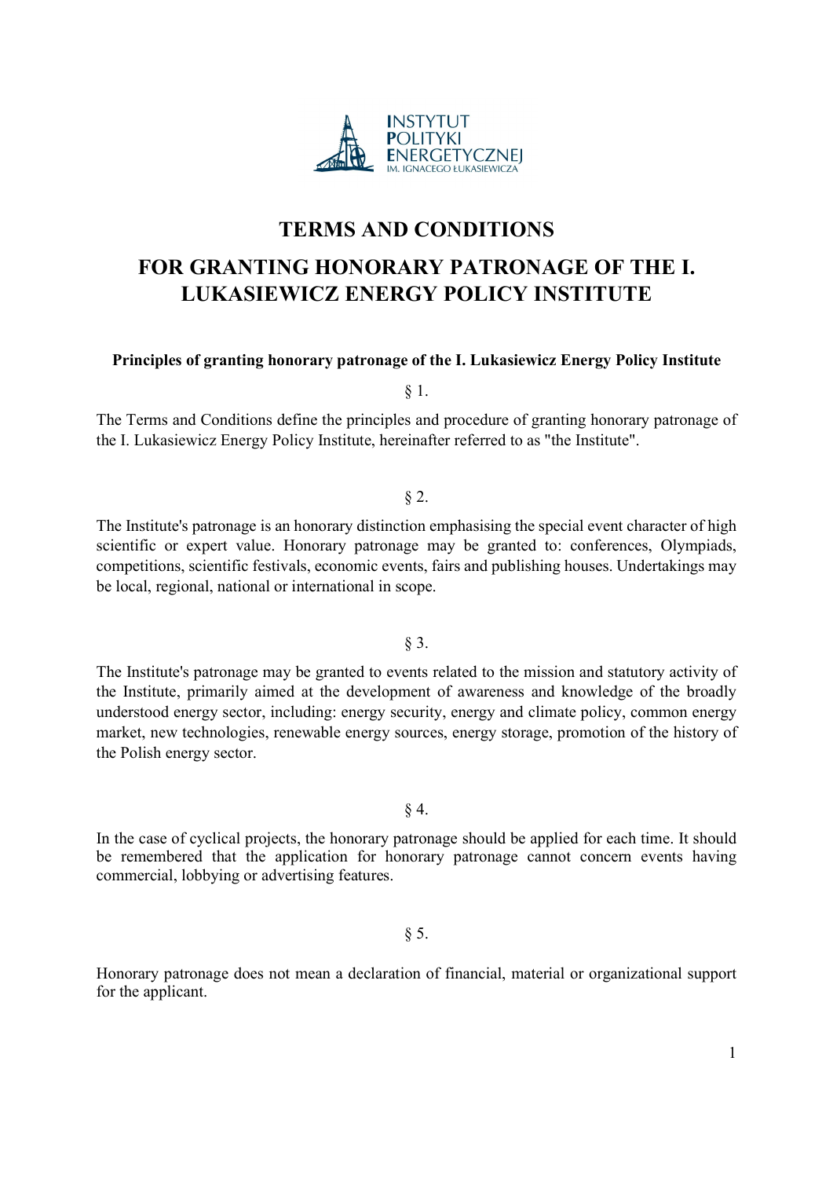INSTYTUT POLITYKI ENERGETYCZNEJ IM. IGNACEGO ŁUKASIEWICZA

# TERMS AND CONDITIONS

# FOR GRANTING HONORARY PATRONAGE OF THE I. LUKASIEWICZ ENERGY POLICY INSTITUTE

**Principles of granting honorary patronage of the I. Lukasiewicz Energy Policy Institute**

§ 1.

The Terms and Conditions define the principles and procedure of granting honorary patronage of the I. Lukasiewicz Energy Policy Institute, hereinafter referred to as "the Institute".

§ 2.

The Institute's patronage is an honorary distinction emphasising the special event character of high scientific or expert value. Honorary patronage may be granted to: conferences, Olympiads, competitions, scientific festivals, economic events, fairs and publishing houses. Undertakings may be local, regional, national or international in scope.

§ 3.

The Institute's patronage may be granted to events related to the mission and statutory activity of the Institute, primarily aimed at the development of awareness and knowledge of the broadly understood energy sector, including: energy security, energy and climate policy, common energy market, new technologies, renewable energy sources, energy storage, promotion of the history of the Polish energy sector.

§ 4.

In the case of cyclical projects, the honorary patronage should be applied for each time. It should be remembered that the application for honorary patronage cannot concern events having commercial, lobbying or advertising features.

§ 5.

Honorary patronage does not mean a declaration of financial, material or organizational support for the applicant.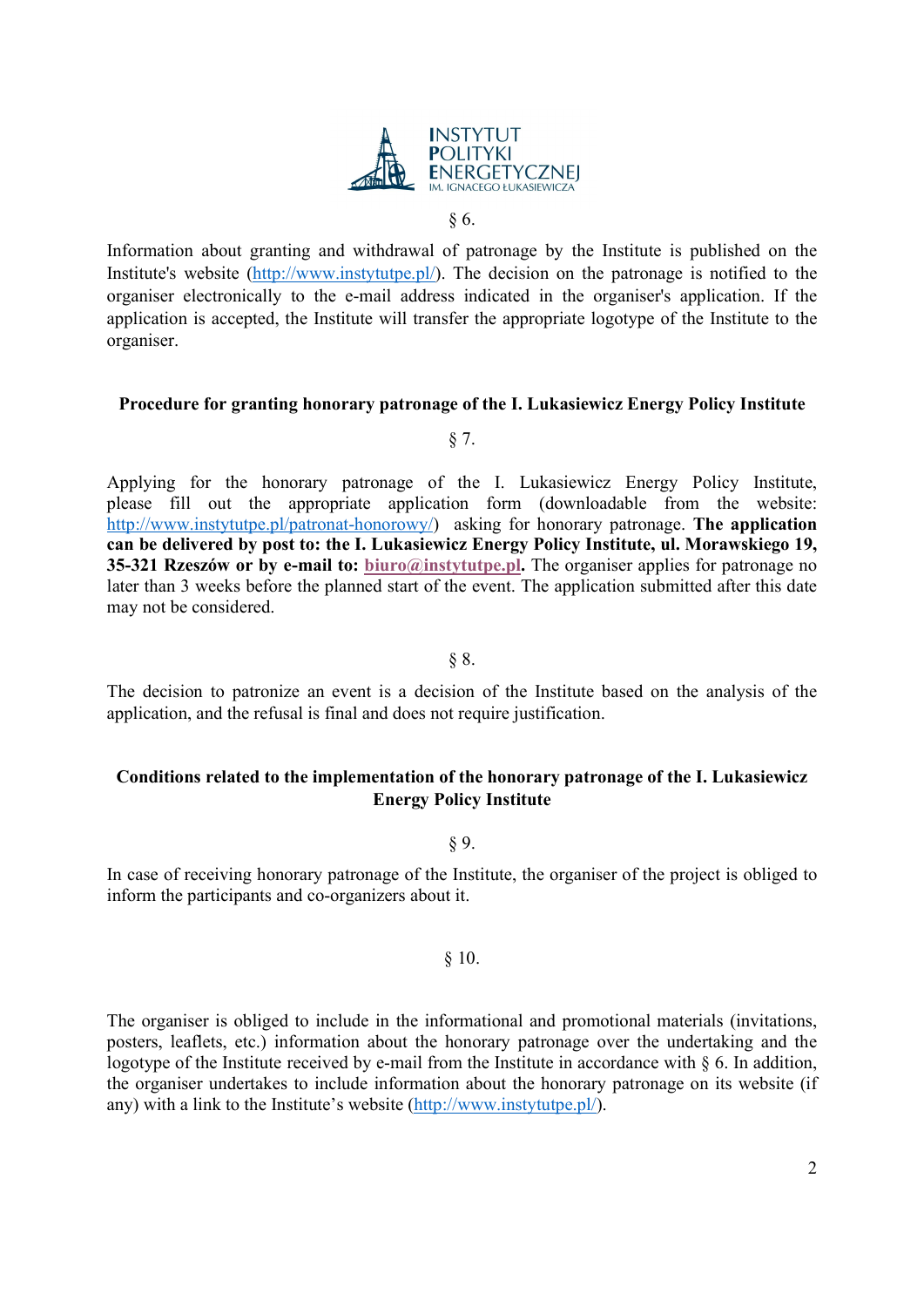§ 6.

Information about granting and withdrawal of patronage by the Institute is published on the Institute's website (http://www.instytutpe.pl/). The decision on the patronage is notified to the organiser electronically to the e-mail address indicated in the organiser's application. If the application is accepted, the Institute will transfer the appropriate logotype of the Institute to the organiser.

## Procedure for granting honorary patronage of the I. Lukasiewicz Energy Policy Institute

§ 7.

Applying for the honorary patronage of the I. Lukasiewicz Energy Policy Institute, please fill out the appropriate application form (downloadable from the website: http://www.instytutpe.pl/patronat-honorowy/) asking for honorary patronage. **The application can be delivered by post to: the I. Lukasiewicz Energy Policy Institute, ul. Morawskiego 19, 35-321 Rzeszów or by e-mail to: biuro@instytutpe.pl.** The organiser applies for patronage no later than 3 weeks before the planned start of the event. The application submitted after this date may not be considered.

§ 8.

The decision to patronize an event is a decision of the Institute based on the analysis of the application, and the refusal is final and does not require justification.

## Conditions related to the implementation of the honorary patronage of the I. Lukasiewicz Energy Policy Institute

§ 9.

In case of receiving honorary patronage of the Institute, the organiser of the project is obliged to inform the participants and co-organizers about it.

§ 10.

The organiser is obliged to include in the informational and promotional materials (invitations, posters, leaflets, etc.) information about the honorary patronage over the undertaking and the logotype of the Institute received by e-mail from the Institute in accordance with § 6. In addition, the organiser undertakes to include information about the honorary patronage on its website (if any) with a link to the Institute's website (http://www.instytutpe.pl/).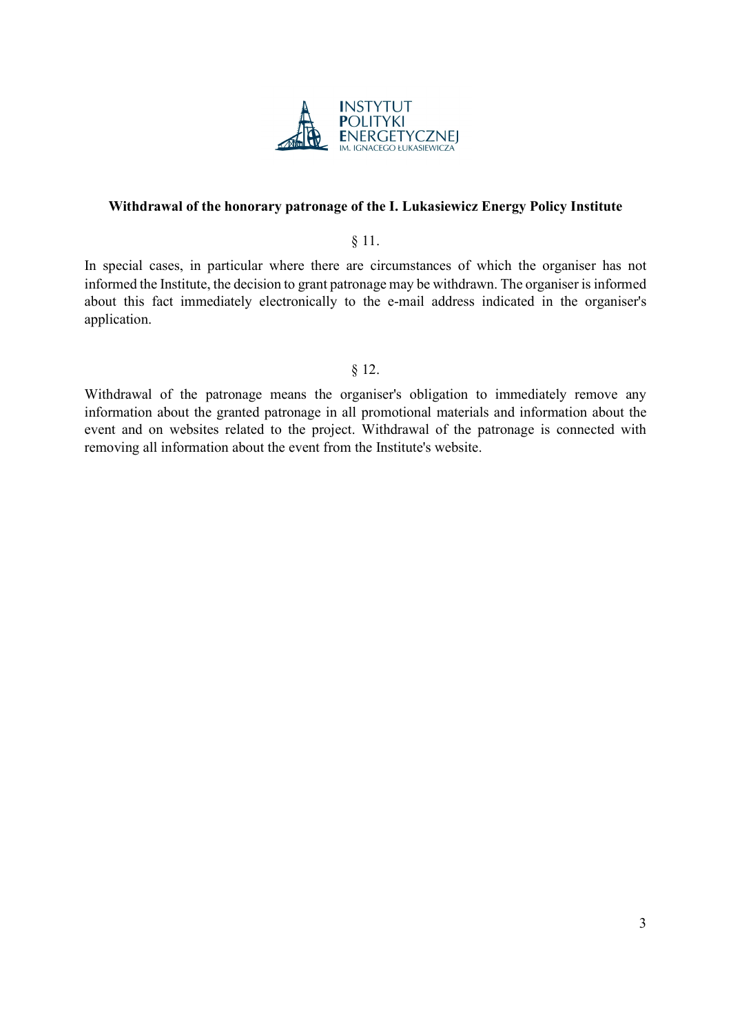## Withdrawal of the honorary patronage of the I. Lukasiewicz Energy Policy Institute

§ 11.

In special cases, in particular where there are circumstances of which the organiser has not informed the Institute, the decision to grant patronage may be withdrawn. The organiser is informed about this fact immediately electronically to the e-mail address indicated in the organiser's application.

§ 12.

Withdrawal of the patronage means the organiser's obligation to immediately remove any information about the granted patronage in all promotional materials and information about the event and on websites related to the project. Withdrawal of the patronage is connected with removing all information about the event from the Institute's website.